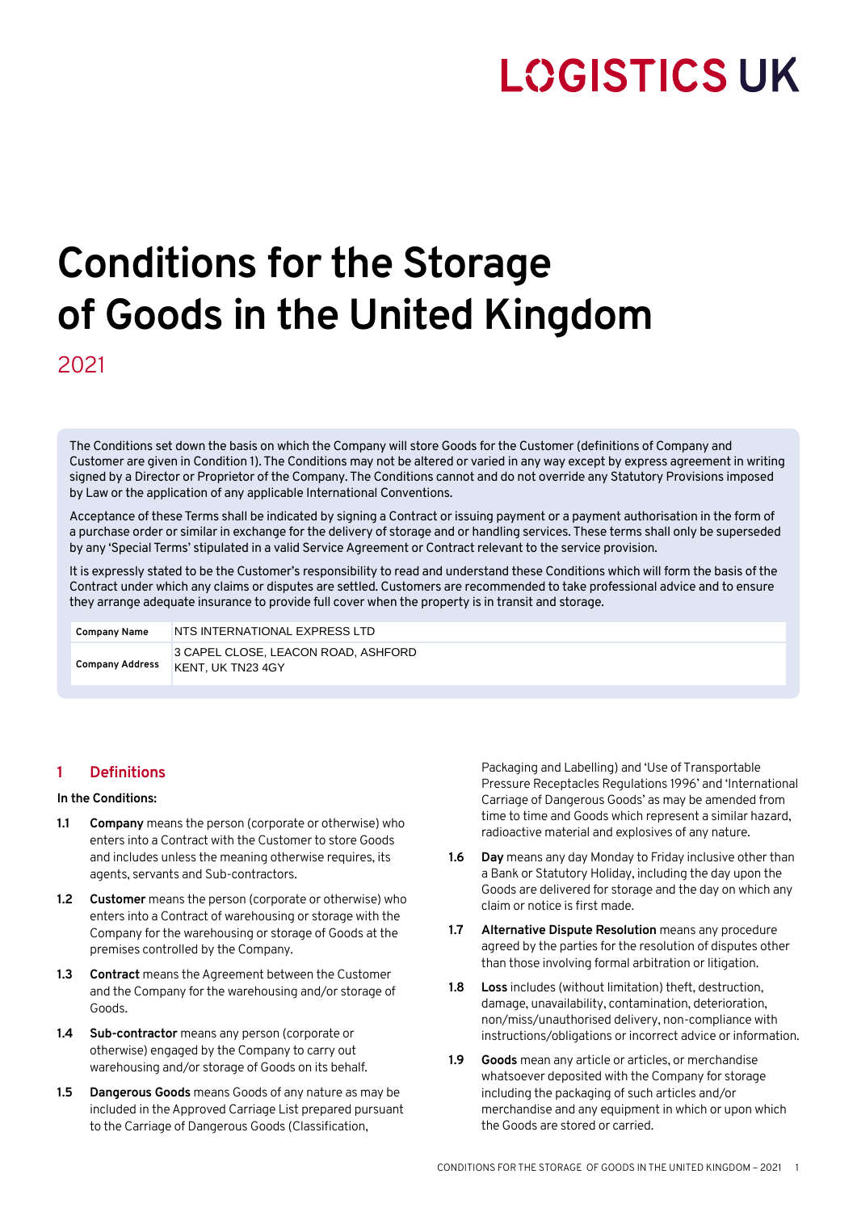LOGISTICS UK

# Conditions for the Storage of Goods in the United Kingdom

2021

The Conditions set down the basis on which the Company will store Goods for the Customer (definitions of Company and Customer are given in Condition 1). The Conditions may not be altered or varied in any way except by express agreement in writing signed by a Director or Proprietor of the Company. The Conditions cannot and do not override any Statutory Provisions imposed by Law or the application of any applicable International Conventions.

Acceptance of these Terms shall be indicated by signing a Contract or issuing payment or a payment authorisation in the form of a purchase order or similar in exchange for the delivery of storage and or handling services. These terms shall only be superseded by any 'Special Terms' stipulated in a valid Service Agreement or Contract relevant to the service provision.

It is expressly stated to be the Customer's responsibility to read and understand these Conditions which will form the basis of the Contract under which any claims or disputes are settled. Customers are recommended to take professional advice and to ensure they arrange adequate insurance to provide full cover when the property is in transit and storage.

| | |
|---|---|
| **Company Name** | NTS INTERNATIONAL EXPRESS LTD |
| **Company Address** | 3 CAPEL CLOSE, LEACON ROAD, ASHFORD KENT, UK TN23 4GY |

## 1 Definitions

**In the Conditions:**

**1.1** **Company** means the person (corporate or otherwise) who enters into a Contract with the Customer to store Goods and includes unless the meaning otherwise requires, its agents, servants and Sub-contractors.

**1.2** **Customer** means the person (corporate or otherwise) who enters into a Contract of warehousing or storage with the Company for the warehousing or storage of Goods at the premises controlled by the Company.

**1.3** **Contract** means the Agreement between the Customer and the Company for the warehousing and/or storage of Goods.

**1.4** **Sub-contractor** means any person (corporate or otherwise) engaged by the Company to carry out warehousing and/or storage of Goods on its behalf.

**1.5** **Dangerous Goods** means Goods of any nature as may be included in the Approved Carriage List prepared pursuant to the Carriage of Dangerous Goods (Classification, Packaging and Labelling) and 'Use of Transportable Pressure Receptacles Regulations 1996' and 'International Carriage of Dangerous Goods' as may be amended from time to time and Goods which represent a similar hazard, radioactive material and explosives of any nature.

**1.6** **Day** means any day Monday to Friday inclusive other than a Bank or Statutory Holiday, including the day upon the Goods are delivered for storage and the day on which any claim or notice is first made.

**1.7** **Alternative Dispute Resolution** means any procedure agreed by the parties for the resolution of disputes other than those involving formal arbitration or litigation.

**1.8** **Loss** includes (without limitation) theft, destruction, damage, unavailability, contamination, deterioration, non/miss/unauthorised delivery, non-compliance with instructions/obligations or incorrect advice or information.

**1.9** **Goods** mean any article or articles, or merchandise whatsoever deposited with the Company for storage including the packaging of such articles and/or merchandise and any equipment in which or upon which the Goods are stored or carried.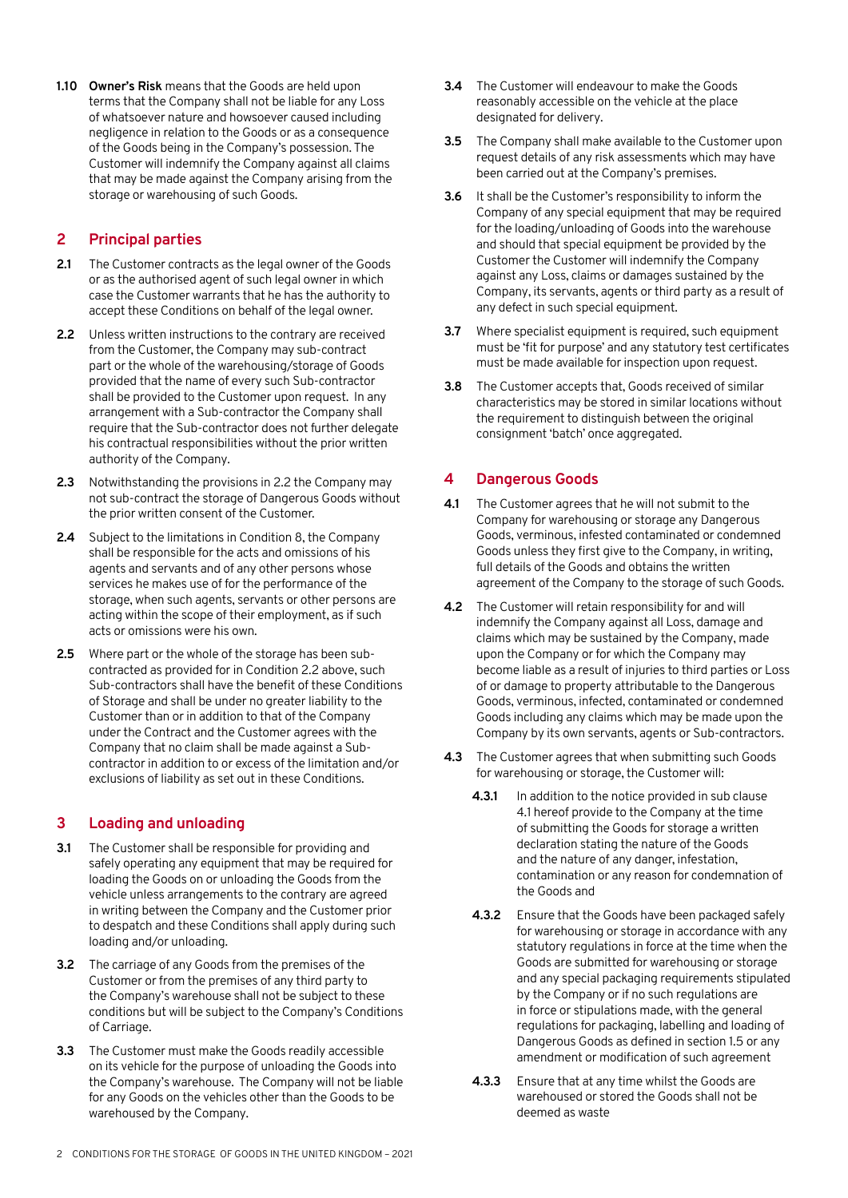**1.10 Owner's Risk** means that the Goods are held upon terms that the Company shall not be liable for any Loss of whatsoever nature and howsoever caused including negligence in relation to the Goods or as a consequence of the Goods being in the Company's possession. The Customer will indemnify the Company against all claims that may be made against the Company arising from the storage or warehousing of such Goods.

## 2 Principal parties

**2.1** The Customer contracts as the legal owner of the Goods or as the authorised agent of such legal owner in which case the Customer warrants that he has the authority to accept these Conditions on behalf of the legal owner.

**2.2** Unless written instructions to the contrary are received from the Customer, the Company may sub-contract part or the whole of the warehousing/storage of Goods provided that the name of every such Sub-contractor shall be provided to the Customer upon request. In any arrangement with a Sub-contractor the Company shall require that the Sub-contractor does not further delegate his contractual responsibilities without the prior written authority of the Company.

**2.3** Notwithstanding the provisions in 2.2 the Company may not sub-contract the storage of Dangerous Goods without the prior written consent of the Customer.

**2.4** Subject to the limitations in Condition 8, the Company shall be responsible for the acts and omissions of his agents and servants and of any other persons whose services he makes use of for the performance of the storage, when such agents, servants or other persons are acting within the scope of their employment, as if such acts or omissions were his own.

**2.5** Where part or the whole of the storage has been sub-contracted as provided for in Condition 2.2 above, such Sub-contractors shall have the benefit of these Conditions of Storage and shall be under no greater liability to the Customer than or in addition to that of the Company under the Contract and the Customer agrees with the Company that no claim shall be made against a Sub-contractor in addition to or excess of the limitation and/or exclusions of liability as set out in these Conditions.

## 3 Loading and unloading

**3.1** The Customer shall be responsible for providing and safely operating any equipment that may be required for loading the Goods on or unloading the Goods from the vehicle unless arrangements to the contrary are agreed in writing between the Company and the Customer prior to despatch and these Conditions shall apply during such loading and/or unloading.

**3.2** The carriage of any Goods from the premises of the Customer or from the premises of any third party to the Company's warehouse shall not be subject to these conditions but will be subject to the Company's Conditions of Carriage.

**3.3** The Customer must make the Goods readily accessible on its vehicle for the purpose of unloading the Goods into the Company's warehouse. The Company will not be liable for any Goods on the vehicles other than the Goods to be warehoused by the Company.

**3.4** The Customer will endeavour to make the Goods reasonably accessible on the vehicle at the place designated for delivery.

**3.5** The Company shall make available to the Customer upon request details of any risk assessments which may have been carried out at the Company's premises.

**3.6** It shall be the Customer's responsibility to inform the Company of any special equipment that may be required for the loading/unloading of Goods into the warehouse and should that special equipment be provided by the Customer the Customer will indemnify the Company against any Loss, claims or damages sustained by the Company, its servants, agents or third party as a result of any defect in such special equipment.

**3.7** Where specialist equipment is required, such equipment must be 'fit for purpose' and any statutory test certificates must be made available for inspection upon request.

**3.8** The Customer accepts that, Goods received of similar characteristics may be stored in similar locations without the requirement to distinguish between the original consignment 'batch' once aggregated.

## 4 Dangerous Goods

**4.1** The Customer agrees that he will not submit to the Company for warehousing or storage any Dangerous Goods, verminous, infested contaminated or condemned Goods unless they first give to the Company, in writing, full details of the Goods and obtains the written agreement of the Company to the storage of such Goods.

**4.2** The Customer will retain responsibility for and will indemnify the Company against all Loss, damage and claims which may be sustained by the Company, made upon the Company or for which the Company may become liable as a result of injuries to third parties or Loss of or damage to property attributable to the Dangerous Goods, verminous, infected, contaminated or condemned Goods including any claims which may be made upon the Company by its own servants, agents or Sub-contractors.

**4.3** The Customer agrees that when submitting such Goods for warehousing or storage, the Customer will:

**4.3.1** In addition to the notice provided in sub clause 4.1 hereof provide to the Company at the time of submitting the Goods for storage a written declaration stating the nature of the Goods and the nature of any danger, infestation, contamination or any reason for condemnation of the Goods and

**4.3.2** Ensure that the Goods have been packaged safely for warehousing or storage in accordance with any statutory regulations in force at the time when the Goods are submitted for warehousing or storage and any special packaging requirements stipulated by the Company or if no such regulations are in force or stipulations made, with the general regulations for packaging, labelling and loading of Dangerous Goods as defined in section 1.5 or any amendment or modification of such agreement

**4.3.3** Ensure that at any time whilst the Goods are warehoused or stored the Goods shall not be deemed as waste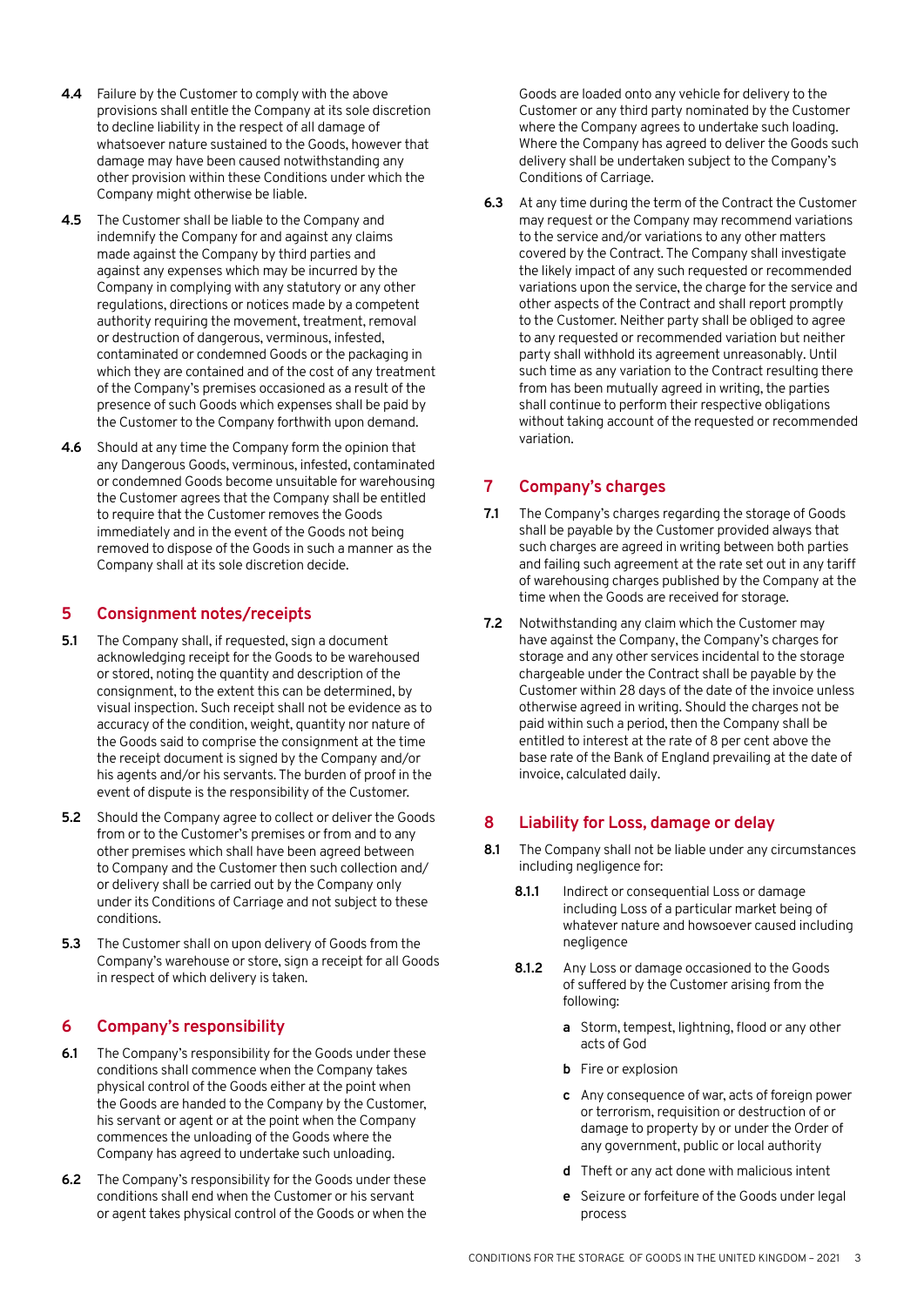**4.4** Failure by the Customer to comply with the above provisions shall entitle the Company at its sole discretion to decline liability in the respect of all damage of whatsoever nature sustained to the Goods, however that damage may have been caused notwithstanding any other provision within these Conditions under which the Company might otherwise be liable.

**4.5** The Customer shall be liable to the Company and indemnify the Company for and against any claims made against the Company by third parties and against any expenses which may be incurred by the Company in complying with any statutory or any other regulations, directions or notices made by a competent authority requiring the movement, treatment, removal or destruction of dangerous, verminous, infested, contaminated or condemned Goods or the packaging in which they are contained and of the cost of any treatment of the Company's premises occasioned as a result of the presence of such Goods which expenses shall be paid by the Customer to the Company forthwith upon demand.

**4.6** Should at any time the Company form the opinion that any Dangerous Goods, verminous, infested, contaminated or condemned Goods become unsuitable for warehousing the Customer agrees that the Company shall be entitled to require that the Customer removes the Goods immediately and in the event of the Goods not being removed to dispose of the Goods in such a manner as the Company shall at its sole discretion decide.

## 5 Consignment notes/receipts

**5.1** The Company shall, if requested, sign a document acknowledging receipt for the Goods to be warehoused or stored, noting the quantity and description of the consignment, to the extent this can be determined, by visual inspection. Such receipt shall not be evidence as to accuracy of the condition, weight, quantity nor nature of the Goods said to comprise the consignment at the time the receipt document is signed by the Company and/or his agents and/or his servants. The burden of proof in the event of dispute is the responsibility of the Customer.

**5.2** Should the Company agree to collect or deliver the Goods from or to the Customer's premises or from and to any other premises which shall have been agreed between to Company and the Customer then such collection and/or delivery shall be carried out by the Company only under its Conditions of Carriage and not subject to these conditions.

**5.3** The Customer shall on upon delivery of Goods from the Company's warehouse or store, sign a receipt for all Goods in respect of which delivery is taken.

## 6 Company's responsibility

**6.1** The Company's responsibility for the Goods under these conditions shall commence when the Company takes physical control of the Goods either at the point when the Goods are handed to the Company by the Customer, his servant or agent or at the point when the Company commences the unloading of the Goods where the Company has agreed to undertake such unloading.

**6.2** The Company's responsibility for the Goods under these conditions shall end when the Customer or his servant or agent takes physical control of the Goods or when the Goods are loaded onto any vehicle for delivery to the Customer or any third party nominated by the Customer where the Company agrees to undertake such loading. Where the Company has agreed to deliver the Goods such delivery shall be undertaken subject to the Company's Conditions of Carriage.

**6.3** At any time during the term of the Contract the Customer may request or the Company may recommend variations to the service and/or variations to any other matters covered by the Contract. The Company shall investigate the likely impact of any such requested or recommended variations upon the service, the charge for the service and other aspects of the Contract and shall report promptly to the Customer. Neither party shall be obliged to agree to any requested or recommended variation but neither party shall withhold its agreement unreasonably. Until such time as any variation to the Contract resulting there from has been mutually agreed in writing, the parties shall continue to perform their respective obligations without taking account of the requested or recommended variation.

## 7 Company's charges

**7.1** The Company's charges regarding the storage of Goods shall be payable by the Customer provided always that such charges are agreed in writing between both parties and failing such agreement at the rate set out in any tariff of warehousing charges published by the Company at the time when the Goods are received for storage.

**7.2** Notwithstanding any claim which the Customer may have against the Company, the Company's charges for storage and any other services incidental to the storage chargeable under the Contract shall be payable by the Customer within 28 days of the date of the invoice unless otherwise agreed in writing. Should the charges not be paid within such a period, then the Company shall be entitled to interest at the rate of 8 per cent above the base rate of the Bank of England prevailing at the date of invoice, calculated daily.

## 8 Liability for Loss, damage or delay

**8.1** The Company shall not be liable under any circumstances including negligence for:

- **8.1.1** Indirect or consequential Loss or damage including Loss of a particular market being of whatever nature and howsoever caused including negligence
- **8.1.2** Any Loss or damage occasioned to the Goods of suffered by the Customer arising from the following:
  - **a** Storm, tempest, lightning, flood or any other acts of God
  - **b** Fire or explosion
  - **c** Any consequence of war, acts of foreign power or terrorism, requisition or destruction of or damage to property by or under the Order of any government, public or local authority
  - **d** Theft or any act done with malicious intent
  - **e** Seizure or forfeiture of the Goods under legal process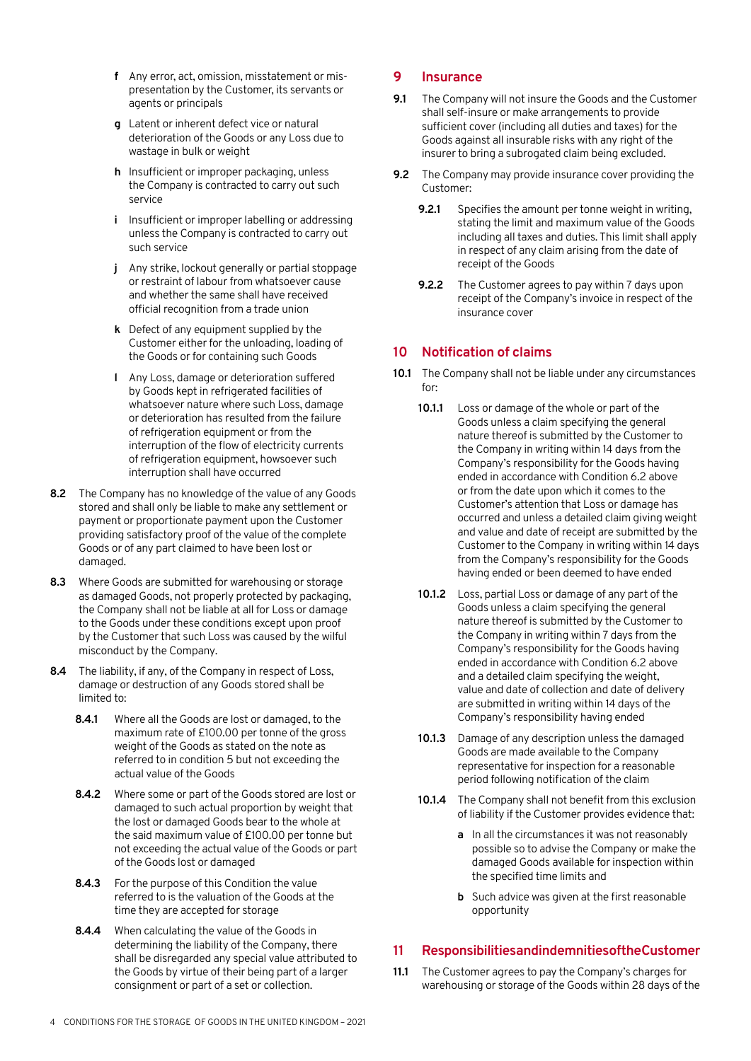- **f** Any error, act, omission, misstatement or mis-presentation by the Customer, its servants or agents or principals
- **g** Latent or inherent defect vice or natural deterioration of the Goods or any Loss due to wastage in bulk or weight
- **h** Insufficient or improper packaging, unless the Company is contracted to carry out such service
- **i** Insufficient or improper labelling or addressing unless the Company is contracted to carry out such service
- **j** Any strike, lockout generally or partial stoppage or restraint of labour from whatsoever cause and whether the same shall have received official recognition from a trade union
- **k** Defect of any equipment supplied by the Customer either for the unloading, loading of the Goods or for containing such Goods
- **l** Any Loss, damage or deterioration suffered by Goods kept in refrigerated facilities of whatsoever nature where such Loss, damage or deterioration has resulted from the failure of refrigeration equipment or from the interruption of the flow of electricity currents of refrigeration equipment, howsoever such interruption shall have occurred

**8.2** The Company has no knowledge of the value of any Goods stored and shall only be liable to make any settlement or payment or proportionate payment upon the Customer providing satisfactory proof of the value of the complete Goods or of any part claimed to have been lost or damaged.

**8.3** Where Goods are submitted for warehousing or storage as damaged Goods, not properly protected by packaging, the Company shall not be liable at all for Loss or damage to the Goods under these conditions except upon proof by the Customer that such Loss was caused by the wilful misconduct by the Company.

**8.4** The liability, if any, of the Company in respect of Loss, damage or destruction of any Goods stored shall be limited to:

**8.4.1** Where all the Goods are lost or damaged, to the maximum rate of £100.00 per tonne of the gross weight of the Goods as stated on the note as referred to in condition 5 but not exceeding the actual value of the Goods

**8.4.2** Where some or part of the Goods stored are lost or damaged to such actual proportion by weight that the lost or damaged Goods bear to the whole at the said maximum value of £100.00 per tonne but not exceeding the actual value of the Goods or part of the Goods lost or damaged

**8.4.3** For the purpose of this Condition the value referred to is the valuation of the Goods at the time they are accepted for storage

**8.4.4** When calculating the value of the Goods in determining the liability of the Company, there shall be disregarded any special value attributed to the Goods by virtue of their being part of a larger consignment or part of a set or collection.

## 9 Insurance

**9.1** The Company will not insure the Goods and the Customer shall self-insure or make arrangements to provide sufficient cover (including all duties and taxes) for the Goods against all insurable risks with any right of the insurer to bring a subrogated claim being excluded.

**9.2** The Company may provide insurance cover providing the Customer:

**9.2.1** Specifies the amount per tonne weight in writing, stating the limit and maximum value of the Goods including all taxes and duties. This limit shall apply in respect of any claim arising from the date of receipt of the Goods

**9.2.2** The Customer agrees to pay within 7 days upon receipt of the Company's invoice in respect of the insurance cover

## 10 Notification of claims

**10.1** The Company shall not be liable under any circumstances for:

**10.1.1** Loss or damage of the whole or part of the Goods unless a claim specifying the general nature thereof is submitted by the Customer to the Company in writing within 14 days from the Company's responsibility for the Goods having ended in accordance with Condition 6.2 above or from the date upon which it comes to the Customer's attention that Loss or damage has occurred and unless a detailed claim giving weight and value and date of receipt are submitted by the Customer to the Company in writing within 14 days from the Company's responsibility for the Goods having ended or been deemed to have ended

**10.1.2** Loss, partial Loss or damage of any part of the Goods unless a claim specifying the general nature thereof is submitted by the Customer to the Company in writing within 7 days from the Company's responsibility for the Goods having ended in accordance with Condition 6.2 above and a detailed claim specifying the weight, value and date of collection and date of delivery are submitted in writing within 14 days of the Company's responsibility having ended

**10.1.3** Damage of any description unless the damaged Goods are made available to the Company representative for inspection for a reasonable period following notification of the claim

**10.1.4** The Company shall not benefit from this exclusion of liability if the Customer provides evidence that:

- **a** In all the circumstances it was not reasonably possible so to advise the Company or make the damaged Goods available for inspection within the specified time limits and
- **b** Such advice was given at the first reasonable opportunity

## 11 ResponsibilitiesandindemnitiesoftheCustomer

**11.1** The Customer agrees to pay the Company's charges for warehousing or storage of the Goods within 28 days of the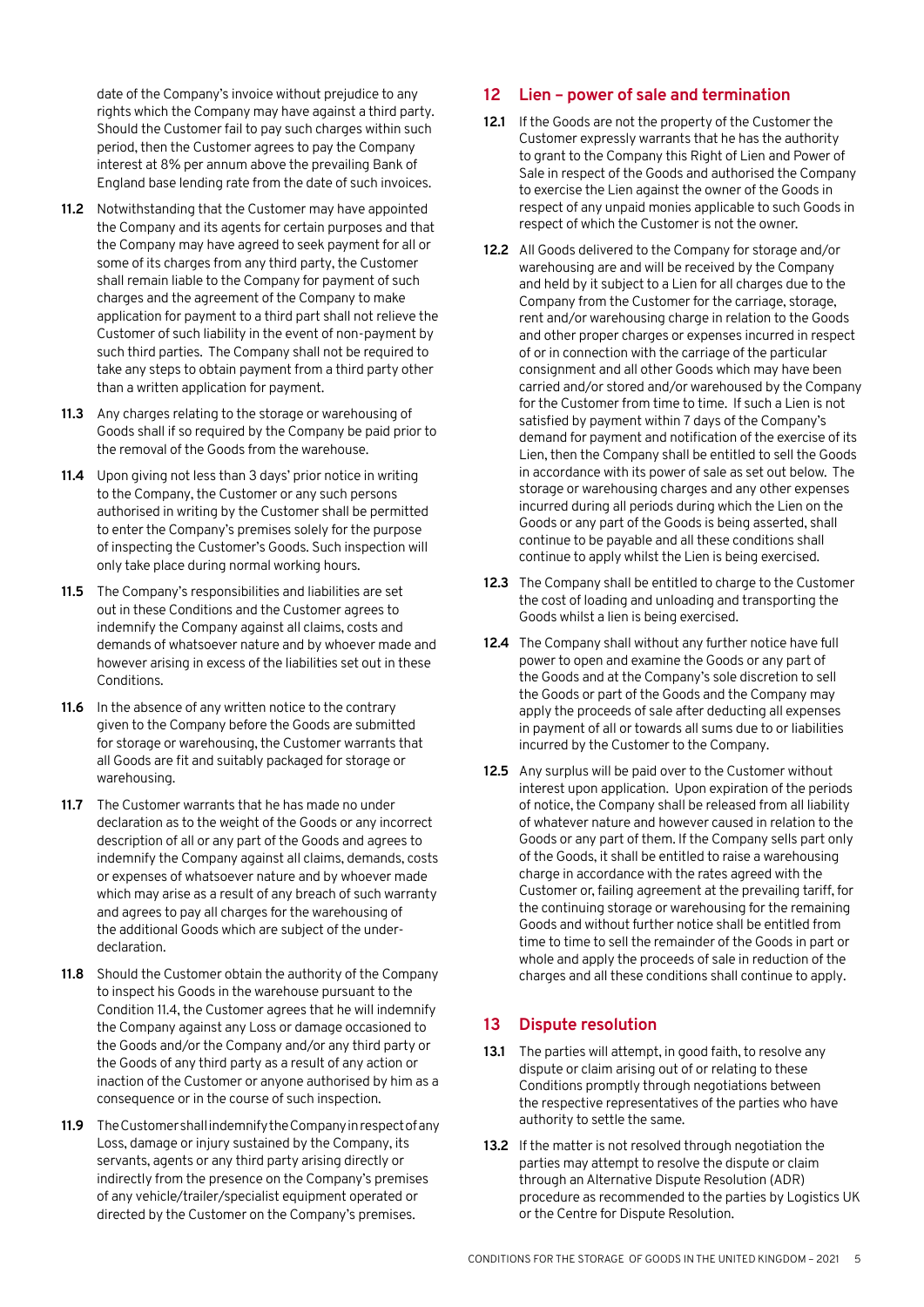date of the Company's invoice without prejudice to any rights which the Company may have against a third party. Should the Customer fail to pay such charges within such period, then the Customer agrees to pay the Company interest at 8% per annum above the prevailing Bank of England base lending rate from the date of such invoices.

**11.2** Notwithstanding that the Customer may have appointed the Company and its agents for certain purposes and that the Company may have agreed to seek payment for all or some of its charges from any third party, the Customer shall remain liable to the Company for payment of such charges and the agreement of the Company to make application for payment to a third part shall not relieve the Customer of such liability in the event of non-payment by such third parties. The Company shall not be required to take any steps to obtain payment from a third party other than a written application for payment.

**11.3** Any charges relating to the storage or warehousing of Goods shall if so required by the Company be paid prior to the removal of the Goods from the warehouse.

**11.4** Upon giving not less than 3 days' prior notice in writing to the Company, the Customer or any such persons authorised in writing by the Customer shall be permitted to enter the Company's premises solely for the purpose of inspecting the Customer's Goods. Such inspection will only take place during normal working hours.

**11.5** The Company's responsibilities and liabilities are set out in these Conditions and the Customer agrees to indemnify the Company against all claims, costs and demands of whatsoever nature and by whoever made and however arising in excess of the liabilities set out in these Conditions.

**11.6** In the absence of any written notice to the contrary given to the Company before the Goods are submitted for storage or warehousing, the Customer warrants that all Goods are fit and suitably packaged for storage or warehousing.

**11.7** The Customer warrants that he has made no under declaration as to the weight of the Goods or any incorrect description of all or any part of the Goods and agrees to indemnify the Company against all claims, demands, costs or expenses of whatsoever nature and by whoever made which may arise as a result of any breach of such warranty and agrees to pay all charges for the warehousing of the additional Goods which are subject of the under-declaration.

**11.8** Should the Customer obtain the authority of the Company to inspect his Goods in the warehouse pursuant to the Condition 11.4, the Customer agrees that he will indemnify the Company against any Loss or damage occasioned to the Goods and/or the Company and/or any third party or the Goods of any third party as a result of any action or inaction of the Customer or anyone authorised by him as a consequence or in the course of such inspection.

**11.9** The Customer shall indemnify the Company in respect of any Loss, damage or injury sustained by the Company, its servants, agents or any third party arising directly or indirectly from the presence on the Company's premises of any vehicle/trailer/specialist equipment operated or directed by the Customer on the Company's premises.

## 12 Lien – power of sale and termination

**12.1** If the Goods are not the property of the Customer the Customer expressly warrants that he has the authority to grant to the Company this Right of Lien and Power of Sale in respect of the Goods and authorised the Company to exercise the Lien against the owner of the Goods in respect of any unpaid monies applicable to such Goods in respect of which the Customer is not the owner.

**12.2** All Goods delivered to the Company for storage and/or warehousing are and will be received by the Company and held by it subject to a Lien for all charges due to the Company from the Customer for the carriage, storage, rent and/or warehousing charge in relation to the Goods and other proper charges or expenses incurred in respect of or in connection with the carriage of the particular consignment and all other Goods which may have been carried and/or stored and/or warehoused by the Company for the Customer from time to time. If such a Lien is not satisfied by payment within 7 days of the Company's demand for payment and notification of the exercise of its Lien, then the Company shall be entitled to sell the Goods in accordance with its power of sale as set out below. The storage or warehousing charges and any other expenses incurred during all periods during which the Lien on the Goods or any part of the Goods is being asserted, shall continue to be payable and all these conditions shall continue to apply whilst the Lien is being exercised.

**12.3** The Company shall be entitled to charge to the Customer the cost of loading and unloading and transporting the Goods whilst a lien is being exercised.

**12.4** The Company shall without any further notice have full power to open and examine the Goods or any part of the Goods and at the Company's sole discretion to sell the Goods or part of the Goods and the Company may apply the proceeds of sale after deducting all expenses in payment of all or towards all sums due to or liabilities incurred by the Customer to the Company.

**12.5** Any surplus will be paid over to the Customer without interest upon application. Upon expiration of the periods of notice, the Company shall be released from all liability of whatever nature and however caused in relation to the Goods or any part of them. If the Company sells part only of the Goods, it shall be entitled to raise a warehousing charge in accordance with the rates agreed with the Customer or, failing agreement at the prevailing tariff, for the continuing storage or warehousing for the remaining Goods and without further notice shall be entitled from time to time to sell the remainder of the Goods in part or whole and apply the proceeds of sale in reduction of the charges and all these conditions shall continue to apply.

## 13 Dispute resolution

**13.1** The parties will attempt, in good faith, to resolve any dispute or claim arising out of or relating to these Conditions promptly through negotiations between the respective representatives of the parties who have authority to settle the same.

**13.2** If the matter is not resolved through negotiation the parties may attempt to resolve the dispute or claim through an Alternative Dispute Resolution (ADR) procedure as recommended to the parties by Logistics UK or the Centre for Dispute Resolution.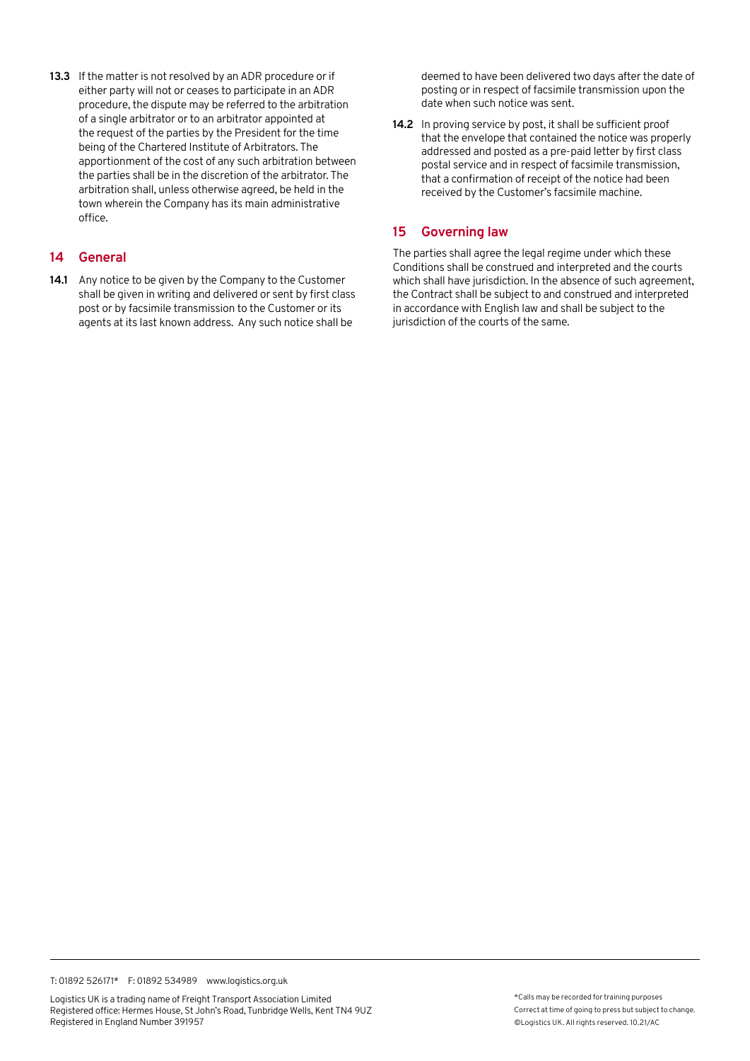**13.3** If the matter is not resolved by an ADR procedure or if either party will not or ceases to participate in an ADR procedure, the dispute may be referred to the arbitration of a single arbitrator or to an arbitrator appointed at the request of the parties by the President for the time being of the Chartered Institute of Arbitrators. The apportionment of the cost of any such arbitration between the parties shall be in the discretion of the arbitrator. The arbitration shall, unless otherwise agreed, be held in the town wherein the Company has its main administrative office.

## 14 General

**14.1** Any notice to be given by the Company to the Customer shall be given in writing and delivered or sent by first class post or by facsimile transmission to the Customer or its agents at its last known address. Any such notice shall be deemed to have been delivered two days after the date of posting or in respect of facsimile transmission upon the date when such notice was sent.

**14.2** In proving service by post, it shall be sufficient proof that the envelope that contained the notice was properly addressed and posted as a pre-paid letter by first class postal service and in respect of facsimile transmission, that a confirmation of receipt of the notice had been received by the Customer's facsimile machine.

## 15 Governing law

The parties shall agree the legal regime under which these Conditions shall be construed and interpreted and the courts which shall have jurisdiction. In the absence of such agreement, the Contract shall be subject to and construed and interpreted in accordance with English law and shall be subject to the jurisdiction of the courts of the same.

T: 01892 526171* F: 01892 534989 www.logistics.org.uk

Logistics UK is a trading name of Freight Transport Association Limited
Registered office: Hermes House, St John's Road, Tunbridge Wells, Kent TN4 9UZ
Registered in England Number 391957

*Calls may be recorded for training purposes
Correct at time of going to press but subject to change.
©Logistics UK. All rights reserved. 10.21/AC